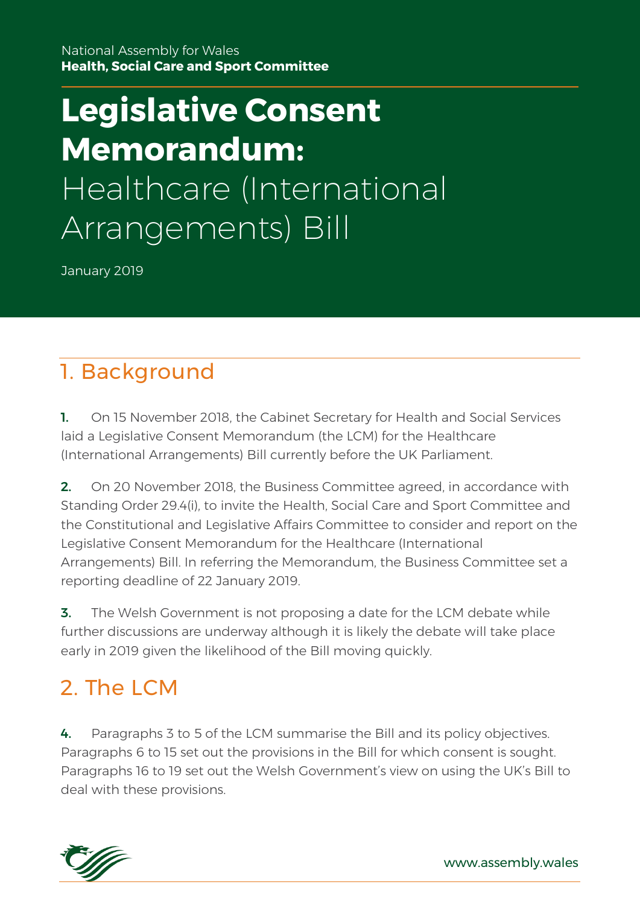National Assembly for Wales
**Health, Social Care and Sport Committee**

# Legislative Consent Memorandum: Healthcare (International Arrangements) Bill

January 2019

## 1. Background

**1.** On 15 November 2018, the Cabinet Secretary for Health and Social Services laid a Legislative Consent Memorandum (the LCM) for the Healthcare (International Arrangements) Bill currently before the UK Parliament.

**2.** On 20 November 2018, the Business Committee agreed, in accordance with Standing Order 29.4(i), to invite the Health, Social Care and Sport Committee and the Constitutional and Legislative Affairs Committee to consider and report on the Legislative Consent Memorandum for the Healthcare (International Arrangements) Bill. In referring the Memorandum, the Business Committee set a reporting deadline of 22 January 2019.

**3.** The Welsh Government is not proposing a date for the LCM debate while further discussions are underway although it is likely the debate will take place early in 2019 given the likelihood of the Bill moving quickly.

## 2. The LCM

**4.** Paragraphs 3 to 5 of the LCM summarise the Bill and its policy objectives. Paragraphs 6 to 15 set out the provisions in the Bill for which consent is sought. Paragraphs 16 to 19 set out the Welsh Government's view on using the UK's Bill to deal with these provisions.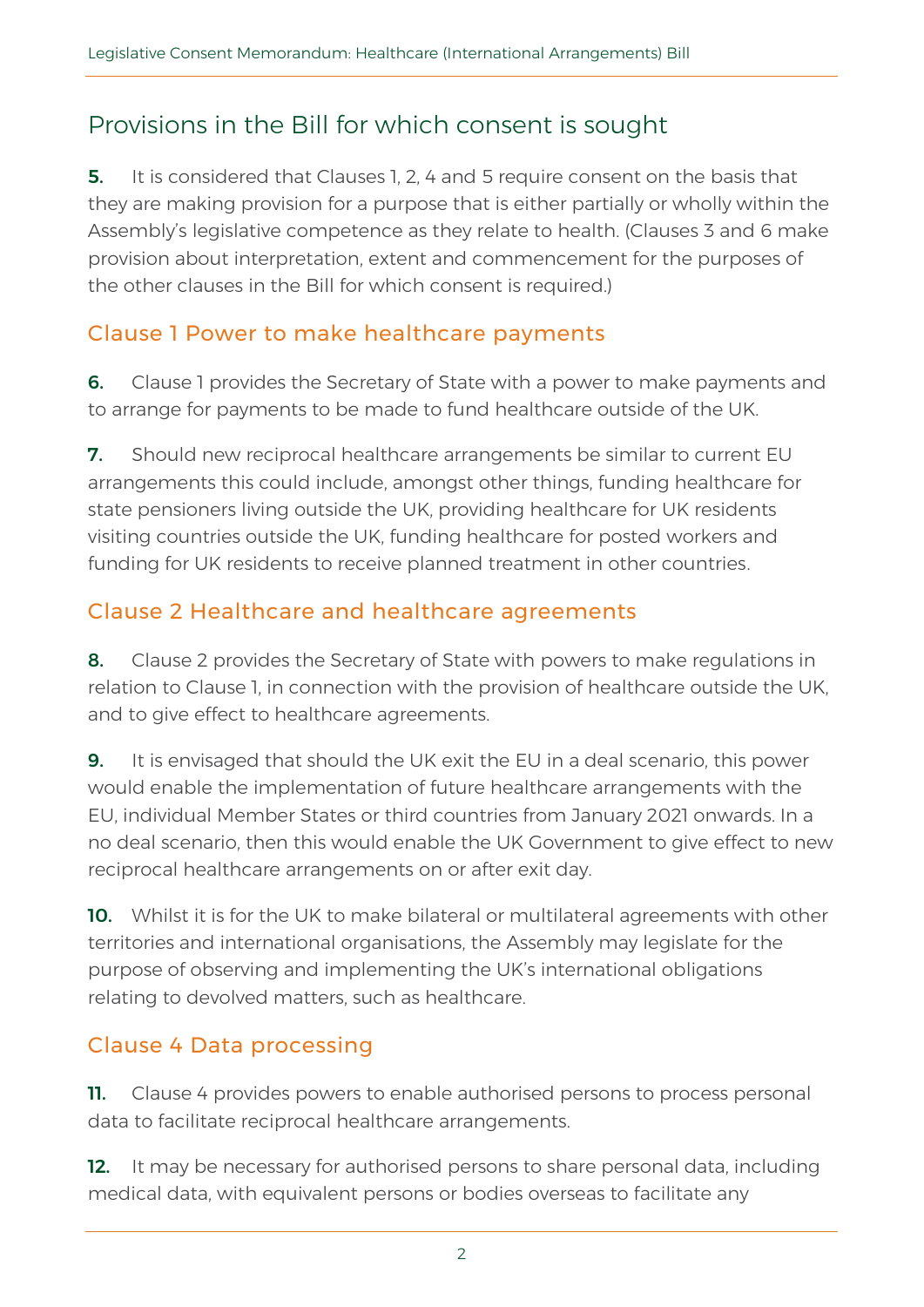## Provisions in the Bill for which consent is sought

**5.** It is considered that Clauses 1, 2, 4 and 5 require consent on the basis that they are making provision for a purpose that is either partially or wholly within the Assembly's legislative competence as they relate to health. (Clauses 3 and 6 make provision about interpretation, extent and commencement for the purposes of the other clauses in the Bill for which consent is required.)

### Clause 1 Power to make healthcare payments

**6.** Clause 1 provides the Secretary of State with a power to make payments and to arrange for payments to be made to fund healthcare outside of the UK.

**7.** Should new reciprocal healthcare arrangements be similar to current EU arrangements this could include, amongst other things, funding healthcare for state pensioners living outside the UK, providing healthcare for UK residents visiting countries outside the UK, funding healthcare for posted workers and funding for UK residents to receive planned treatment in other countries.

### Clause 2 Healthcare and healthcare agreements

**8.** Clause 2 provides the Secretary of State with powers to make regulations in relation to Clause 1, in connection with the provision of healthcare outside the UK, and to give effect to healthcare agreements.

**9.** It is envisaged that should the UK exit the EU in a deal scenario, this power would enable the implementation of future healthcare arrangements with the EU, individual Member States or third countries from January 2021 onwards. In a no deal scenario, then this would enable the UK Government to give effect to new reciprocal healthcare arrangements on or after exit day.

**10.** Whilst it is for the UK to make bilateral or multilateral agreements with other territories and international organisations, the Assembly may legislate for the purpose of observing and implementing the UK's international obligations relating to devolved matters, such as healthcare.

### Clause 4 Data processing

**11.** Clause 4 provides powers to enable authorised persons to process personal data to facilitate reciprocal healthcare arrangements.

**12.** It may be necessary for authorised persons to share personal data, including medical data, with equivalent persons or bodies overseas to facilitate any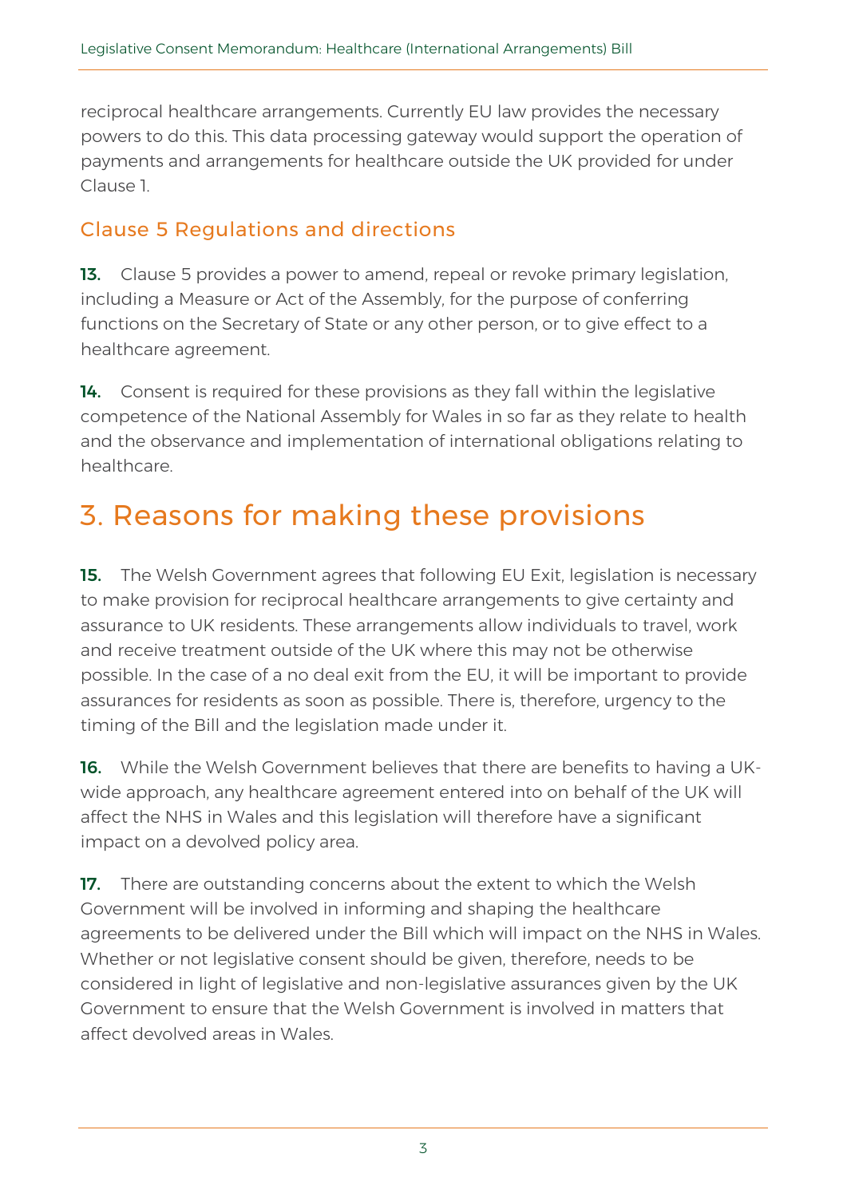reciprocal healthcare arrangements. Currently EU law provides the necessary powers to do this. This data processing gateway would support the operation of payments and arrangements for healthcare outside the UK provided for under Clause 1.

### Clause 5 Regulations and directions

**13.** Clause 5 provides a power to amend, repeal or revoke primary legislation, including a Measure or Act of the Assembly, for the purpose of conferring functions on the Secretary of State or any other person, or to give effect to a healthcare agreement.

**14.** Consent is required for these provisions as they fall within the legislative competence of the National Assembly for Wales in so far as they relate to health and the observance and implementation of international obligations relating to healthcare.

## 3. Reasons for making these provisions

**15.** The Welsh Government agrees that following EU Exit, legislation is necessary to make provision for reciprocal healthcare arrangements to give certainty and assurance to UK residents. These arrangements allow individuals to travel, work and receive treatment outside of the UK where this may not be otherwise possible. In the case of a no deal exit from the EU, it will be important to provide assurances for residents as soon as possible. There is, therefore, urgency to the timing of the Bill and the legislation made under it.

**16.** While the Welsh Government believes that there are benefits to having a UK-wide approach, any healthcare agreement entered into on behalf of the UK will affect the NHS in Wales and this legislation will therefore have a significant impact on a devolved policy area.

**17.** There are outstanding concerns about the extent to which the Welsh Government will be involved in informing and shaping the healthcare agreements to be delivered under the Bill which will impact on the NHS in Wales. Whether or not legislative consent should be given, therefore, needs to be considered in light of legislative and non-legislative assurances given by the UK Government to ensure that the Welsh Government is involved in matters that affect devolved areas in Wales.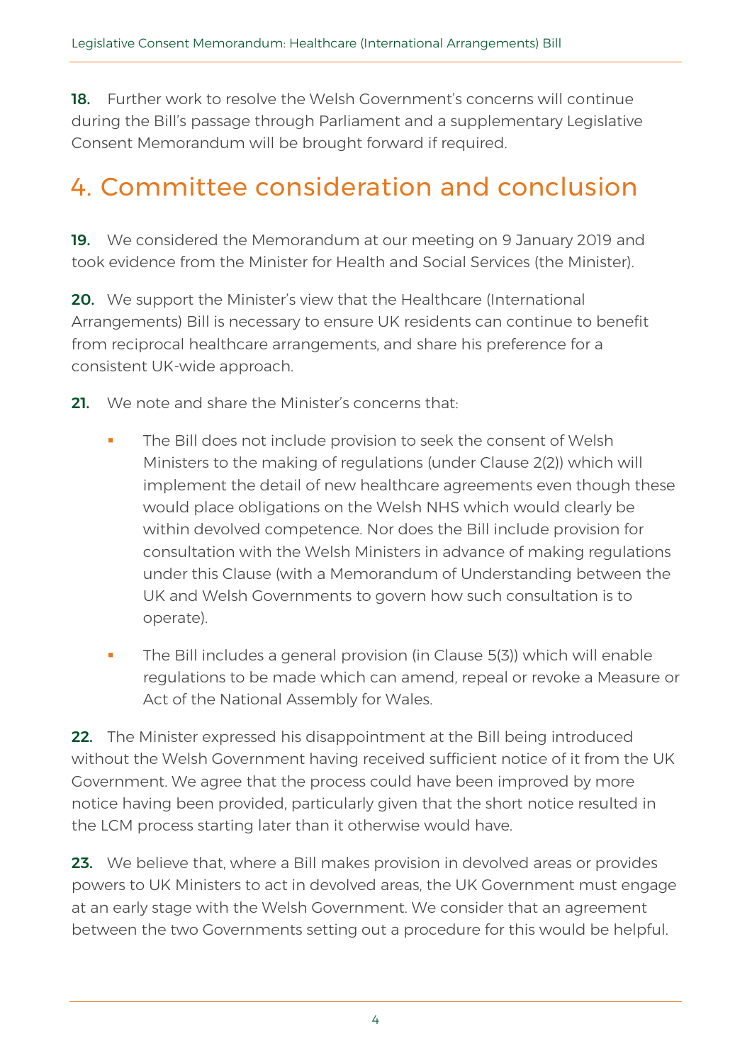**18.** Further work to resolve the Welsh Government's concerns will continue during the Bill's passage through Parliament and a supplementary Legislative Consent Memorandum will be brought forward if required.

# 4. Committee consideration and conclusion

**19.** We considered the Memorandum at our meeting on 9 January 2019 and took evidence from the Minister for Health and Social Services (the Minister).

**20.** We support the Minister's view that the Healthcare (International Arrangements) Bill is necessary to ensure UK residents can continue to benefit from reciprocal healthcare arrangements, and share his preference for a consistent UK-wide approach.

**21.** We note and share the Minister's concerns that:

- The Bill does not include provision to seek the consent of Welsh Ministers to the making of regulations (under Clause 2(2)) which will implement the detail of new healthcare agreements even though these would place obligations on the Welsh NHS which would clearly be within devolved competence. Nor does the Bill include provision for consultation with the Welsh Ministers in advance of making regulations under this Clause (with a Memorandum of Understanding between the UK and Welsh Governments to govern how such consultation is to operate).
- The Bill includes a general provision (in Clause 5(3)) which will enable regulations to be made which can amend, repeal or revoke a Measure or Act of the National Assembly for Wales.

**22.** The Minister expressed his disappointment at the Bill being introduced without the Welsh Government having received sufficient notice of it from the UK Government. We agree that the process could have been improved by more notice having been provided, particularly given that the short notice resulted in the LCM process starting later than it otherwise would have.

**23.** We believe that, where a Bill makes provision in devolved areas or provides powers to UK Ministers to act in devolved areas, the UK Government must engage at an early stage with the Welsh Government. We consider that an agreement between the two Governments setting out a procedure for this would be helpful.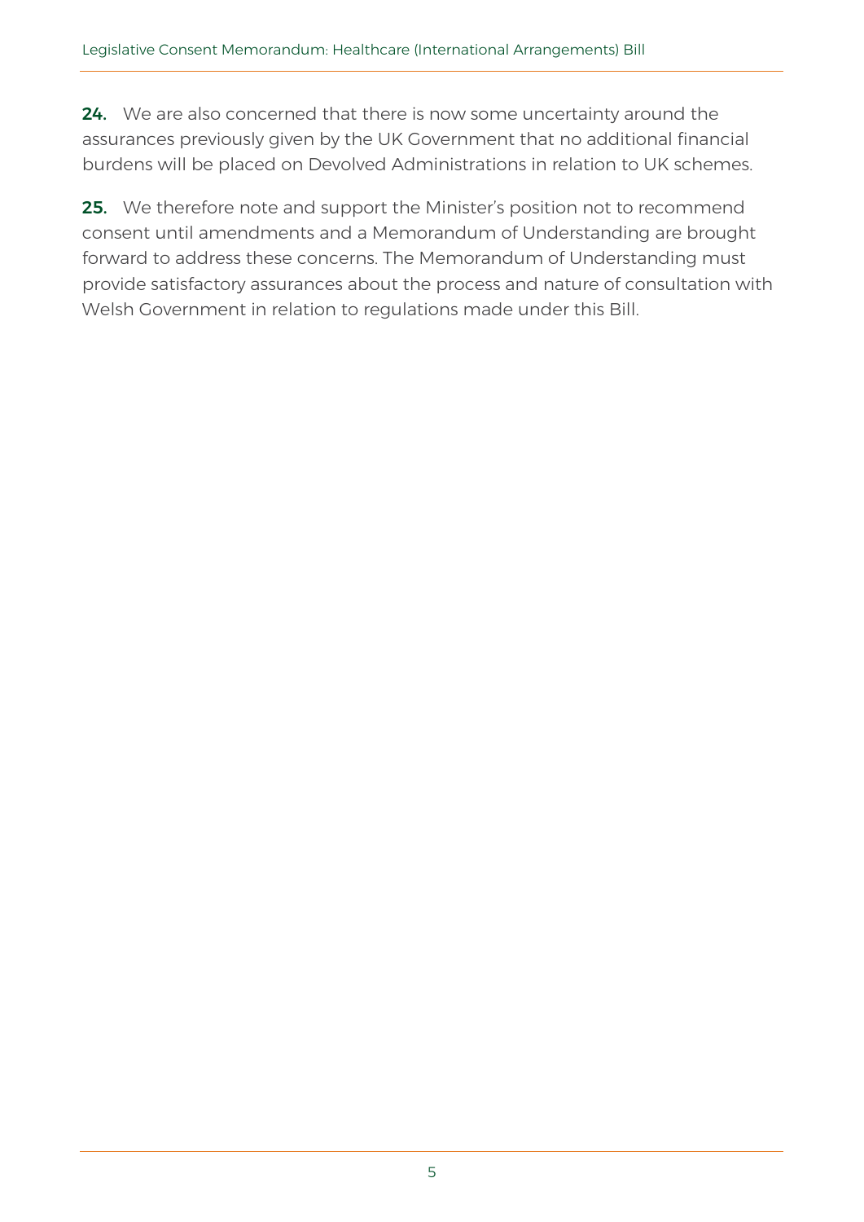**24.** We are also concerned that there is now some uncertainty around the assurances previously given by the UK Government that no additional financial burdens will be placed on Devolved Administrations in relation to UK schemes.

**25.** We therefore note and support the Minister's position not to recommend consent until amendments and a Memorandum of Understanding are brought forward to address these concerns. The Memorandum of Understanding must provide satisfactory assurances about the process and nature of consultation with Welsh Government in relation to regulations made under this Bill.